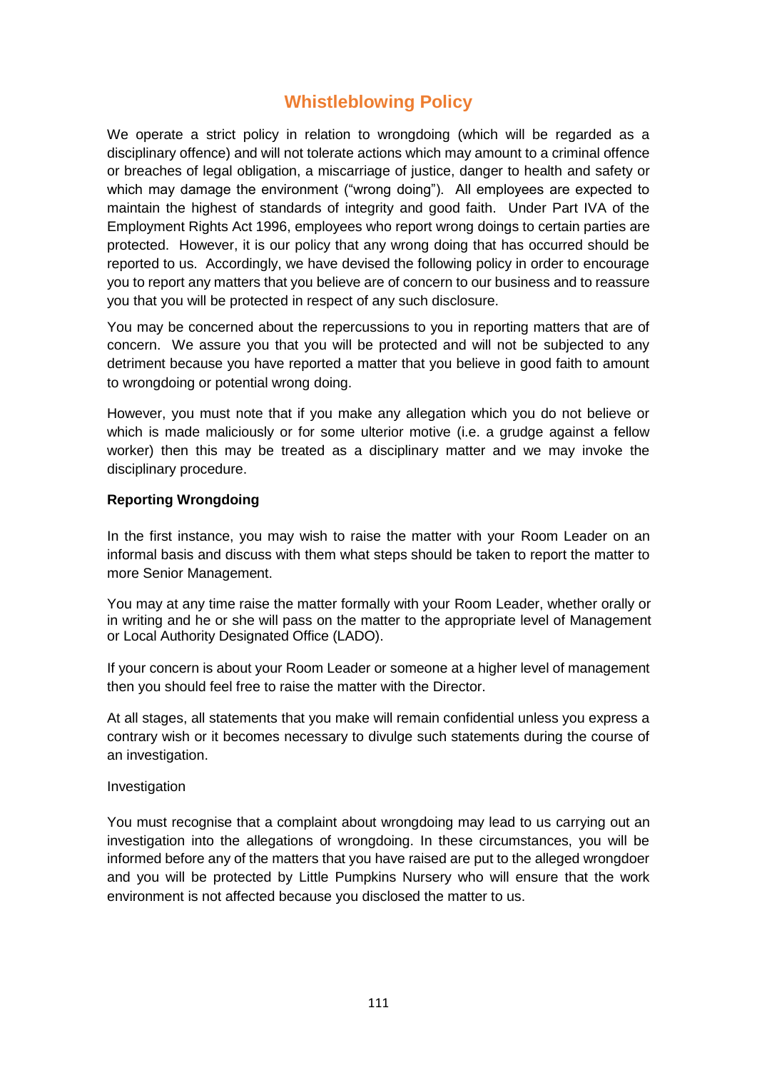# Whistleblowing Policy

We operate a strict policy in relation to wrongdoing (which will be regarded as a disciplinary offence) and will not tolerate actions which may amount to a criminal offence or breaches of legal obligation, a miscarriage of justice, danger to health and safety or which may damage the environment ("wrong doing"). All employees are expected to maintain the highest of standards of integrity and good faith. Under Part IVA of the Employment Rights Act 1996, employees who report wrong doings to certain parties are protected. However, it is our policy that any wrong doing that has occurred should be reported to us. Accordingly, we have devised the following policy in order to encourage you to report any matters that you believe are of concern to our business and to reassure you that you will be protected in respect of any such disclosure.

You may be concerned about the repercussions to you in reporting matters that are of concern. We assure you that you will be protected and will not be subjected to any detriment because you have reported a matter that you believe in good faith to amount to wrongdoing or potential wrong doing.

However, you must note that if you make any allegation which you do not believe or which is made maliciously or for some ulterior motive (i.e. a grudge against a fellow worker) then this may be treated as a disciplinary matter and we may invoke the disciplinary procedure.

**Reporting Wrongdoing**

In the first instance, you may wish to raise the matter with your Room Leader on an informal basis and discuss with them what steps should be taken to report the matter to more Senior Management.

You may at any time raise the matter formally with your Room Leader, whether orally or in writing and he or she will pass on the matter to the appropriate level of Management or Local Authority Designated Office (LADO).

If your concern is about your Room Leader or someone at a higher level of management then you should feel free to raise the matter with the Director.

At all stages, all statements that you make will remain confidential unless you express a contrary wish or it becomes necessary to divulge such statements during the course of an investigation.

Investigation

You must recognise that a complaint about wrongdoing may lead to us carrying out an investigation into the allegations of wrongdoing. In these circumstances, you will be informed before any of the matters that you have raised are put to the alleged wrongdoer and you will be protected by Little Pumpkins Nursery who will ensure that the work environment is not affected because you disclosed the matter to us.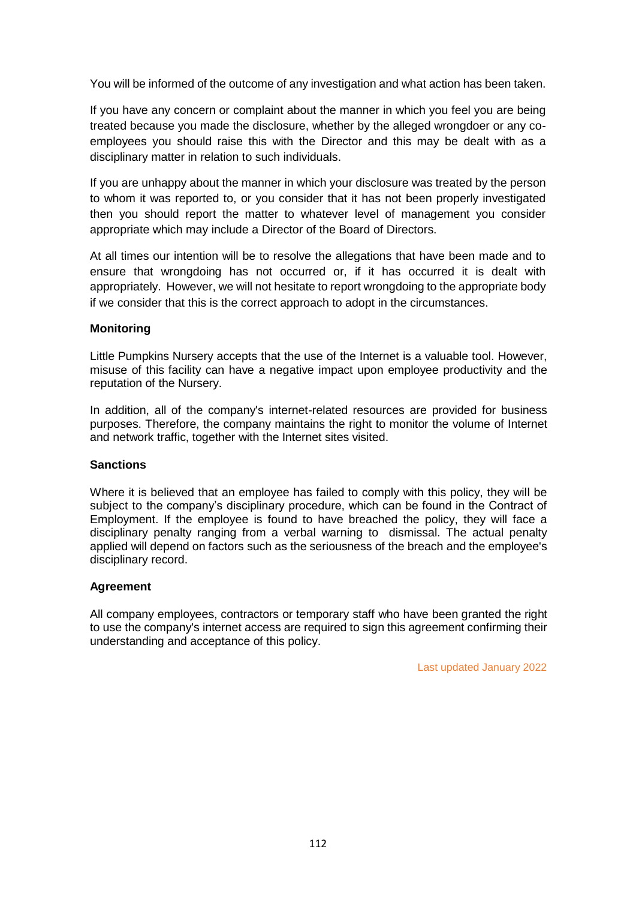You will be informed of the outcome of any investigation and what action has been taken.

If you have any concern or complaint about the manner in which you feel you are being treated because you made the disclosure, whether by the alleged wrongdoer or any co-employees you should raise this with the Director and this may be dealt with as a disciplinary matter in relation to such individuals.

If you are unhappy about the manner in which your disclosure was treated by the person to whom it was reported to, or you consider that it has not been properly investigated then you should report the matter to whatever level of management you consider appropriate which may include a Director of the Board of Directors.

At all times our intention will be to resolve the allegations that have been made and to ensure that wrongdoing has not occurred or, if it has occurred it is dealt with appropriately. However, we will not hesitate to report wrongdoing to the appropriate body if we consider that this is the correct approach to adopt in the circumstances.

**Monitoring**

Little Pumpkins Nursery accepts that the use of the Internet is a valuable tool. However, misuse of this facility can have a negative impact upon employee productivity and the reputation of the Nursery.

In addition, all of the company's internet-related resources are provided for business purposes. Therefore, the company maintains the right to monitor the volume of Internet and network traffic, together with the Internet sites visited.

**Sanctions**

Where it is believed that an employee has failed to comply with this policy, they will be subject to the company's disciplinary procedure, which can be found in the Contract of Employment. If the employee is found to have breached the policy, they will face a disciplinary penalty ranging from a verbal warning to dismissal. The actual penalty applied will depend on factors such as the seriousness of the breach and the employee's disciplinary record.

**Agreement**

All company employees, contractors or temporary staff who have been granted the right to use the company's internet access are required to sign this agreement confirming their understanding and acceptance of this policy.

Last updated January 2022